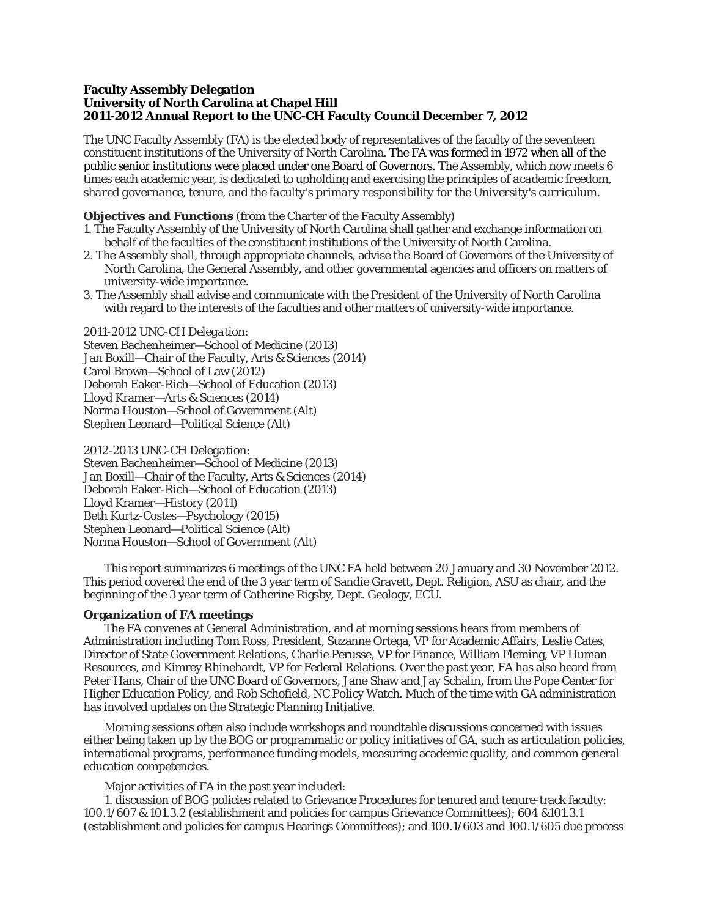**Faculty Assembly Delegation**
**University of North Carolina at Chapel Hill**
**2011-2012 Annual Report to the UNC-CH Faculty Council December 7, 2012**

The UNC Faculty Assembly (FA) is the elected body of representatives of the faculty of the seventeen constituent institutions of the University of North Carolina. The FA was formed in 1972 when all of the public senior institutions were placed under one Board of Governors. The Assembly, which now meets 6 times each academic year, is dedicated to upholding and exercising the principles of *academic freedom, shared governance, tenure,* and the *faculty's primary responsibility for the University's curriculum.*

**Objectives and Functions** (from the Charter of the Faculty Assembly)

1. The Faculty Assembly of the University of North Carolina shall gather and exchange information on behalf of the faculties of the constituent institutions of the University of North Carolina.
2. The Assembly shall, through appropriate channels, advise the Board of Governors of the University of North Carolina, the General Assembly, and other governmental agencies and officers on matters of university-wide importance.
3. The Assembly shall advise and communicate with the President of the University of North Carolina with regard to the interests of the faculties and other matters of university-wide importance.

*2011-2012 UNC-CH Delegation:*
Steven Bachenheimer—School of Medicine (2013)
Jan Boxill—Chair of the Faculty, Arts & Sciences (2014)
Carol Brown—School of Law (2012)
Deborah Eaker-Rich—School of Education (2013)
Lloyd Kramer—Arts & Sciences (2014)
Norma Houston—School of Government (Alt)
Stephen Leonard—Political Science (Alt)

*2012-2013 UNC-CH Delegation:*
Steven Bachenheimer—School of Medicine (2013)
Jan Boxill—Chair of the Faculty, Arts & Sciences (2014)
Deborah Eaker-Rich—School of Education (2013)
Lloyd Kramer—History (2011)
Beth Kurtz-Costes—Psychology (2015)
Stephen Leonard—Political Science (Alt)
Norma Houston—School of Government (Alt)

This report summarizes 6 meetings of the UNC FA held between 20 January and 30 November 2012. This period covered the end of the 3 year term of Sandie Gravett, Dept. Religion, ASU as chair, and the beginning of the 3 year term of Catherine Rigsby, Dept. Geology, ECU.

**Organization of FA meetings**

The FA convenes at General Administration, and at morning sessions hears from members of Administration including Tom Ross, President, Suzanne Ortega, VP for Academic Affairs, Leslie Cates, Director of State Government Relations, Charlie Perusse, VP for Finance, William Fleming, VP Human Resources, and Kimrey Rhinehardt, VP for Federal Relations. Over the past year, FA has also heard from Peter Hans, Chair of the UNC Board of Governors, Jane Shaw and Jay Schalin, from the Pope Center for Higher Education Policy, and Rob Schofield, NC Policy Watch. Much of the time with GA administration has involved updates on the Strategic Planning Initiative.

Morning sessions often also include workshops and roundtable discussions concerned with issues either being taken up by the BOG or programmatic or policy initiatives of GA, such as articulation policies, international programs, performance funding models, measuring academic quality, and common general education competencies.

Major activities of FA in the past year included:

1. discussion of BOG policies related to Grievance Procedures for tenured and tenure-track faculty: 100.1/607 & 101.3.2 (establishment and policies for campus Grievance Committees); 604 &101.3.1 (establishment and policies for campus Hearings Committees); and 100.1/603 and 100.1/605 due process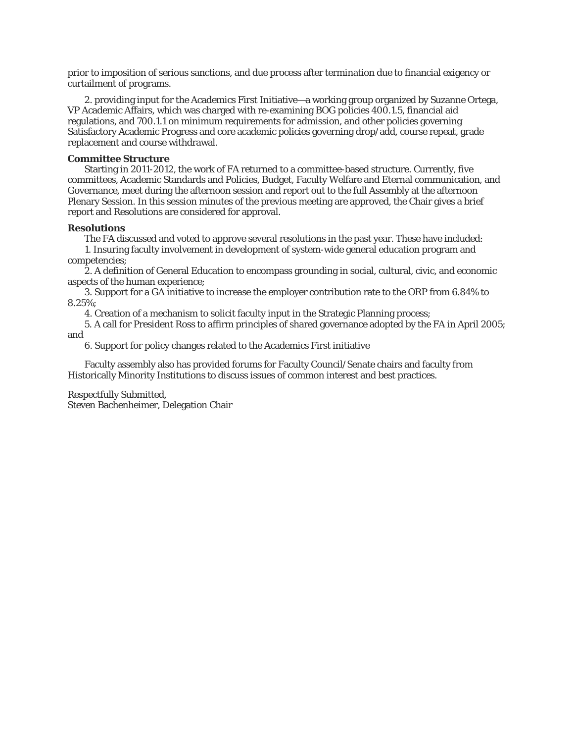prior to imposition of serious sanctions, and due process after termination due to financial exigency or curtailment of programs.

2. providing input for the Academics First Initiative—a working group organized by Suzanne Ortega, VP Academic Affairs, which was charged with re-examining BOG policies 400.1.5, financial aid regulations, and 700.1.1 on minimum requirements for admission, and other policies governing Satisfactory Academic Progress and core academic policies governing drop/add, course repeat, grade replacement and course withdrawal.

**Committee Structure**

Starting in 2011-2012, the work of FA returned to a committee-based structure. Currently, five committees, Academic Standards and Policies, Budget, Faculty Welfare and Eternal communication, and Governance, meet during the afternoon session and report out to the full Assembly at the afternoon Plenary Session. In this session minutes of the previous meeting are approved, the Chair gives a brief report and Resolutions are considered for approval.

**Resolutions**

The FA discussed and voted to approve several resolutions in the past year. These have included:

1. Insuring faculty involvement in development of system-wide general education program and competencies;

2. A definition of General Education to encompass grounding in social, cultural, civic, and economic aspects of the human experience;

3. Support for a GA initiative to increase the employer contribution rate to the ORP from 6.84% to 8.25%;

4. Creation of a mechanism to solicit faculty input in the Strategic Planning process;

5. A call for President Ross to affirm principles of shared governance adopted by the FA in April 2005; and

6. Support for policy changes related to the Academics First initiative

Faculty assembly also has provided forums for Faculty Council/Senate chairs and faculty from Historically Minority Institutions to discuss issues of common interest and best practices.

Respectfully Submitted,
Steven Bachenheimer, Delegation Chair